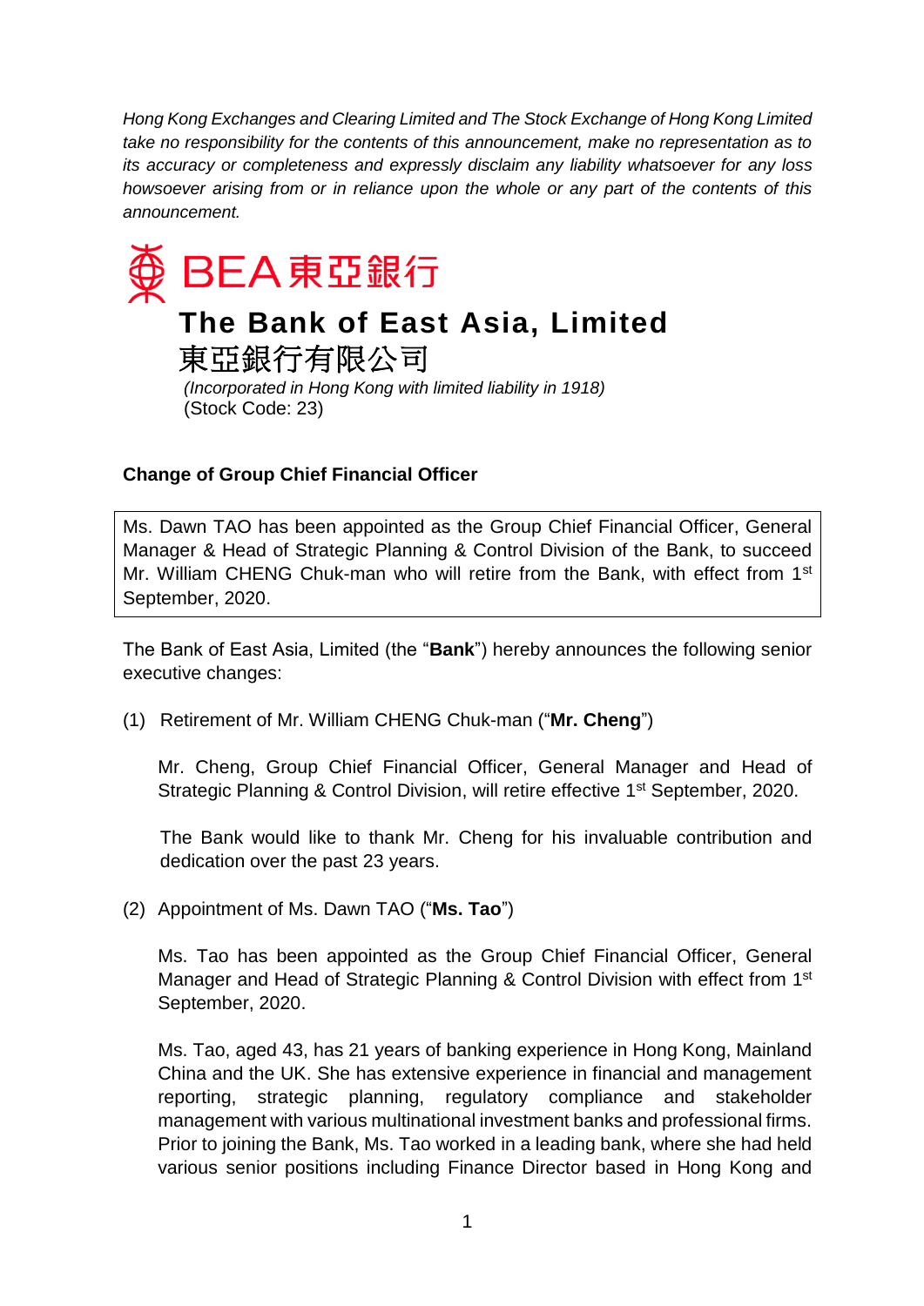*Hong Kong Exchanges and Clearing Limited and The Stock Exchange of Hong Kong Limited take no responsibility for the contents of this announcement, make no representation as to its accuracy or completeness and expressly disclaim any liability whatsoever for any loss howsoever arising from or in reliance upon the whole or any part of the contents of this announcement.*

BEA 東亞銀行

# The Bank of East Asia, Limited

# 東亞銀行有限公司

*(Incorporated in Hong Kong with limited liability in 1918)*
(Stock Code: 23)

**Change of Group Chief Financial Officer**

Ms. Dawn TAO has been appointed as the Group Chief Financial Officer, General Manager & Head of Strategic Planning & Control Division of the Bank, to succeed Mr. William CHENG Chuk-man who will retire from the Bank, with effect from 1st September, 2020.

The Bank of East Asia, Limited (the "**Bank**") hereby announces the following senior executive changes:

(1) Retirement of Mr. William CHENG Chuk-man ("**Mr. Cheng**")

Mr. Cheng, Group Chief Financial Officer, General Manager and Head of Strategic Planning & Control Division, will retire effective 1st September, 2020.

The Bank would like to thank Mr. Cheng for his invaluable contribution and dedication over the past 23 years.

(2) Appointment of Ms. Dawn TAO ("**Ms. Tao**")

Ms. Tao has been appointed as the Group Chief Financial Officer, General Manager and Head of Strategic Planning & Control Division with effect from 1st September, 2020.

Ms. Tao, aged 43, has 21 years of banking experience in Hong Kong, Mainland China and the UK. She has extensive experience in financial and management reporting, strategic planning, regulatory compliance and stakeholder management with various multinational investment banks and professional firms. Prior to joining the Bank, Ms. Tao worked in a leading bank, where she had held various senior positions including Finance Director based in Hong Kong and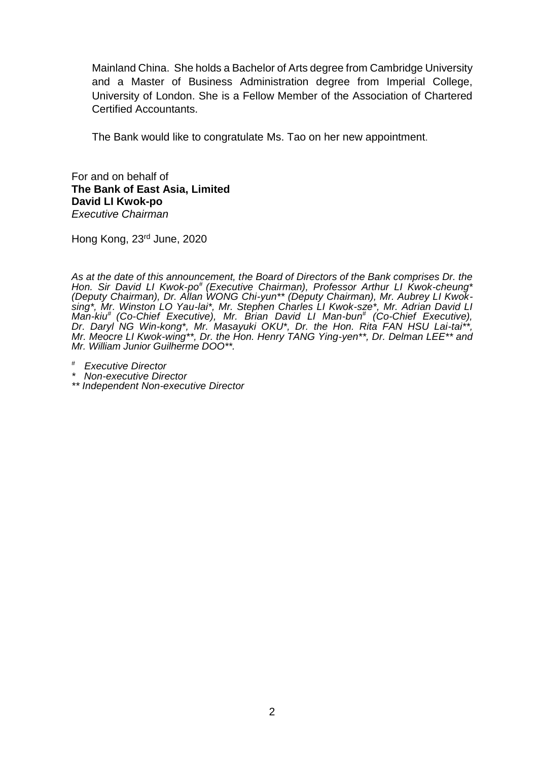Mainland China. She holds a Bachelor of Arts degree from Cambridge University and a Master of Business Administration degree from Imperial College, University of London. She is a Fellow Member of the Association of Chartered Certified Accountants.

The Bank would like to congratulate Ms. Tao on her new appointment.

For and on behalf of
**The Bank of East Asia, Limited**
**David LI Kwok-po**
*Executive Chairman*

Hong Kong, 23rd June, 2020

*As at the date of this announcement, the Board of Directors of the Bank comprises Dr. the Hon. Sir David LI Kwok-po# (Executive Chairman), Professor Arthur LI Kwok-cheung* (Deputy Chairman), Dr. Allan WONG Chi-yun** (Deputy Chairman), Mr. Aubrey LI Kwok-sing*, Mr. Winston LO Yau-lai*, Mr. Stephen Charles LI Kwok-sze*, Mr. Adrian David LI Man-kiu# (Co-Chief Executive), Mr. Brian David LI Man-bun# (Co-Chief Executive), Dr. Daryl NG Win-kong*, Mr. Masayuki OKU*, Dr. the Hon. Rita FAN HSU Lai-tai**, Mr. Meocre LI Kwok-wing**, Dr. the Hon. Henry TANG Ying-yen**, Dr. Delman LEE** and Mr. William Junior Guilherme DOO**.*

*# Executive Director*
** Non-executive Director*
*** Independent Non-executive Director*